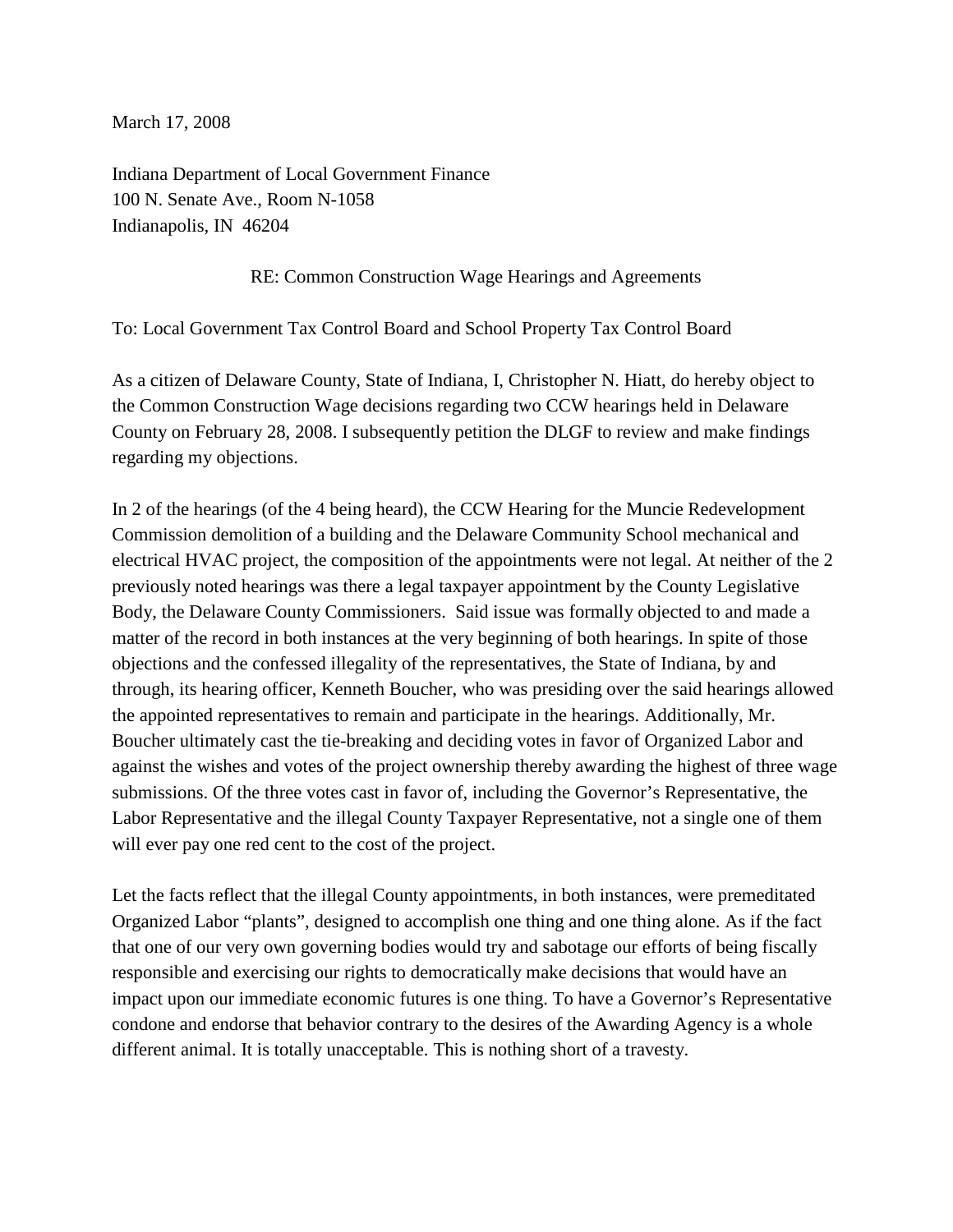March 17, 2008

Indiana Department of Local Government Finance
100 N. Senate Ave., Room N-1058
Indianapolis, IN 46204

RE: Common Construction Wage Hearings and Agreements

To: Local Government Tax Control Board and School Property Tax Control Board

As a citizen of Delaware County, State of Indiana, I, Christopher N. Hiatt, do hereby object to the Common Construction Wage decisions regarding two CCW hearings held in Delaware County on February 28, 2008. I subsequently petition the DLGF to review and make findings regarding my objections.

In 2 of the hearings (of the 4 being heard), the CCW Hearing for the Muncie Redevelopment Commission demolition of a building and the Delaware Community School mechanical and electrical HVAC project, the composition of the appointments were not legal. At neither of the 2 previously noted hearings was there a legal taxpayer appointment by the County Legislative Body, the Delaware County Commissioners. Said issue was formally objected to and made a matter of the record in both instances at the very beginning of both hearings. In spite of those objections and the confessed illegality of the representatives, the State of Indiana, by and through, its hearing officer, Kenneth Boucher, who was presiding over the said hearings allowed the appointed representatives to remain and participate in the hearings. Additionally, Mr. Boucher ultimately cast the tie-breaking and deciding votes in favor of Organized Labor and against the wishes and votes of the project ownership thereby awarding the highest of three wage submissions. Of the three votes cast in favor of, including the Governor's Representative, the Labor Representative and the illegal County Taxpayer Representative, not a single one of them will ever pay one red cent to the cost of the project.

Let the facts reflect that the illegal County appointments, in both instances, were premeditated Organized Labor "plants", designed to accomplish one thing and one thing alone. As if the fact that one of our very own governing bodies would try and sabotage our efforts of being fiscally responsible and exercising our rights to democratically make decisions that would have an impact upon our immediate economic futures is one thing. To have a Governor's Representative condone and endorse that behavior contrary to the desires of the Awarding Agency is a whole different animal. It is totally unacceptable. This is nothing short of a travesty.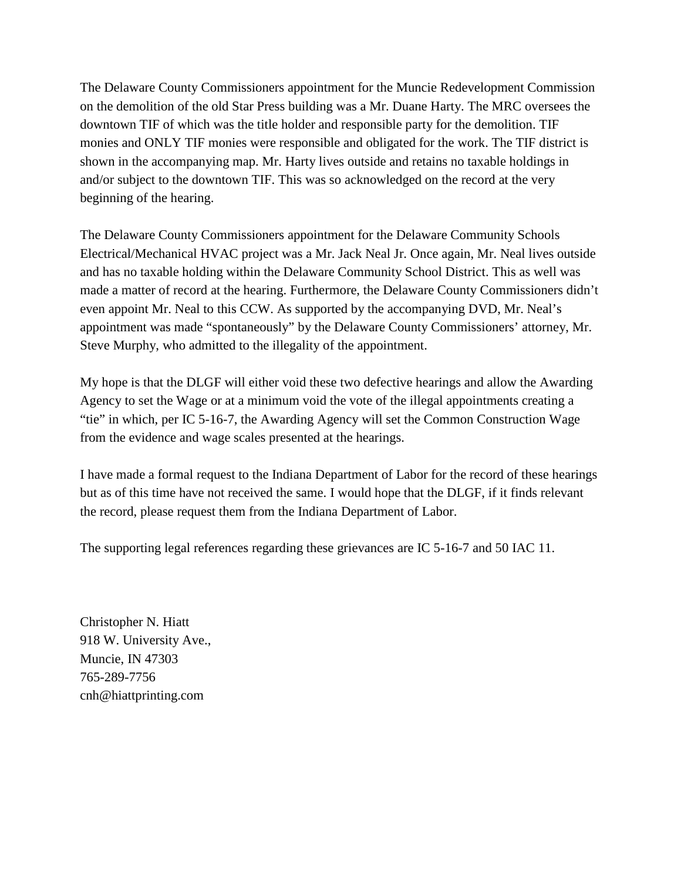The Delaware County Commissioners appointment for the Muncie Redevelopment Commission on the demolition of the old Star Press building was a Mr. Duane Harty. The MRC oversees the downtown TIF of which was the title holder and responsible party for the demolition. TIF monies and ONLY TIF monies were responsible and obligated for the work. The TIF district is shown in the accompanying map. Mr. Harty lives outside and retains no taxable holdings in and/or subject to the downtown TIF. This was so acknowledged on the record at the very beginning of the hearing.

The Delaware County Commissioners appointment for the Delaware Community Schools Electrical/Mechanical HVAC project was a Mr. Jack Neal Jr. Once again, Mr. Neal lives outside and has no taxable holding within the Delaware Community School District. This as well was made a matter of record at the hearing. Furthermore, the Delaware County Commissioners didn't even appoint Mr. Neal to this CCW. As supported by the accompanying DVD, Mr. Neal's appointment was made "spontaneously" by the Delaware County Commissioners' attorney, Mr. Steve Murphy, who admitted to the illegality of the appointment.

My hope is that the DLGF will either void these two defective hearings and allow the Awarding Agency to set the Wage or at a minimum void the vote of the illegal appointments creating a "tie" in which, per IC 5-16-7, the Awarding Agency will set the Common Construction Wage from the evidence and wage scales presented at the hearings.

I have made a formal request to the Indiana Department of Labor for the record of these hearings but as of this time have not received the same. I would hope that the DLGF, if it finds relevant the record, please request them from the Indiana Department of Labor.

The supporting legal references regarding these grievances are IC 5-16-7 and 50 IAC 11.

Christopher N. Hiatt
918 W. University Ave.,
Muncie, IN 47303
765-289-7756
cnh@hiattprinting.com